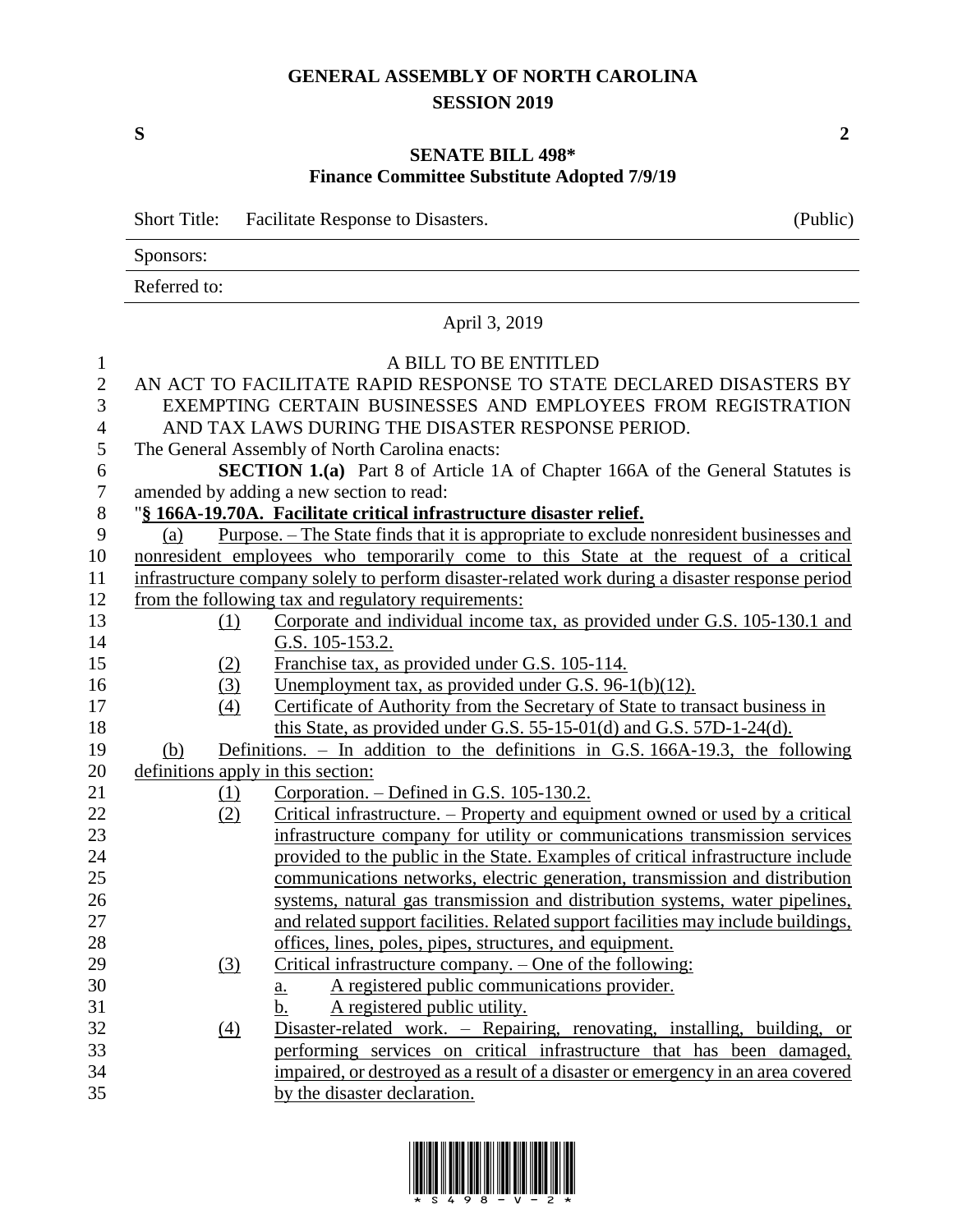# GENERAL ASSEMBLY OF NORTH CAROLINA
## SESSION 2019

**S** **2**

**SENATE BILL 498***
**Finance Committee Substitute Adopted 7/9/19**

Short Title: Facilitate Response to Disasters. (Public)

Sponsors:

Referred to:

April 3, 2019

A BILL TO BE ENTITLED

AN ACT TO FACILITATE RAPID RESPONSE TO STATE DECLARED DISASTERS BY EXEMPTING CERTAIN BUSINESSES AND EMPLOYEES FROM REGISTRATION AND TAX LAWS DURING THE DISASTER RESPONSE PERIOD.

The General Assembly of North Carolina enacts:

**SECTION 1.(a)** Part 8 of Article 1A of Chapter 166A of the General Statutes is amended by adding a new section to read:

"**§ 166A-19.70A. Facilitate critical infrastructure disaster relief.**

(a) Purpose. – The State finds that it is appropriate to exclude nonresident businesses and nonresident employees who temporarily come to this State at the request of a critical infrastructure company solely to perform disaster-related work during a disaster response period from the following tax and regulatory requirements:

(1) Corporate and individual income tax, as provided under G.S. 105-130.1 and G.S. 105-153.2.

(2) Franchise tax, as provided under G.S. 105-114.

(3) Unemployment tax, as provided under G.S. 96-1(b)(12).

(4) Certificate of Authority from the Secretary of State to transact business in this State, as provided under G.S. 55-15-01(d) and G.S. 57D-1-24(d).

(b) Definitions. – In addition to the definitions in G.S. 166A-19.3, the following definitions apply in this section:

(1) Corporation. – Defined in G.S. 105-130.2.

(2) Critical infrastructure. – Property and equipment owned or used by a critical infrastructure company for utility or communications transmission services provided to the public in the State. Examples of critical infrastructure include communications networks, electric generation, transmission and distribution systems, natural gas transmission and distribution systems, water pipelines, and related support facilities. Related support facilities may include buildings, offices, lines, poles, pipes, structures, and equipment.

(3) Critical infrastructure company. – One of the following:

a. A registered public communications provider.

b. A registered public utility.

(4) Disaster-related work. – Repairing, renovating, installing, building, or performing services on critical infrastructure that has been damaged, impaired, or destroyed as a result of a disaster or emergency in an area covered by the disaster declaration.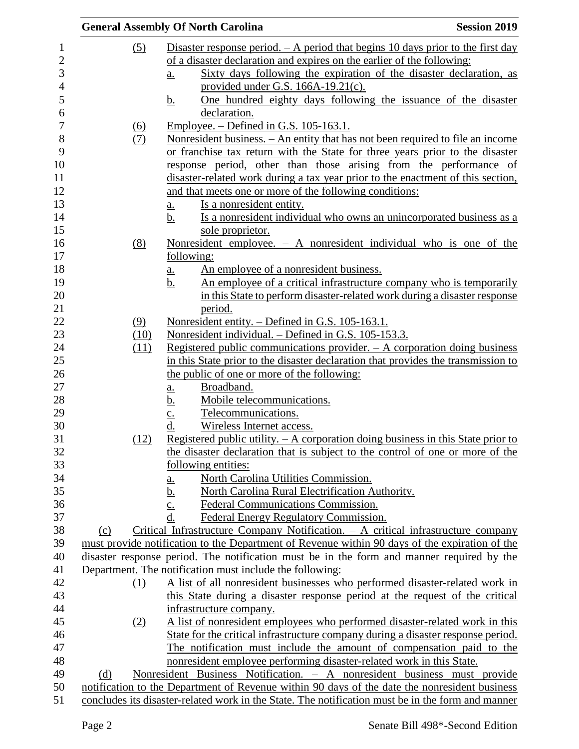(5) Disaster response period. – A period that begins 10 days prior to the first day of a disaster declaration and expires on the earlier of the following:

a. Sixty days following the expiration of the disaster declaration, as provided under G.S. 166A-19.21(c).

b. One hundred eighty days following the issuance of the disaster declaration.

(6) Employee. – Defined in G.S. 105-163.1.

(7) Nonresident business. – An entity that has not been required to file an income or franchise tax return with the State for three years prior to the disaster response period, other than those arising from the performance of disaster-related work during a tax year prior to the enactment of this section, and that meets one or more of the following conditions:

a. Is a nonresident entity.

b. Is a nonresident individual who owns an unincorporated business as a sole proprietor.

(8) Nonresident employee. – A nonresident individual who is one of the following:

a. An employee of a nonresident business.

b. An employee of a critical infrastructure company who is temporarily in this State to perform disaster-related work during a disaster response period.

(9) Nonresident entity. – Defined in G.S. 105-163.1.

(10) Nonresident individual. – Defined in G.S. 105-153.3.

(11) Registered public communications provider. – A corporation doing business in this State prior to the disaster declaration that provides the transmission to the public of one or more of the following:

a. Broadband.

b. Mobile telecommunications.

c. Telecommunications.

d. Wireless Internet access.

(12) Registered public utility. – A corporation doing business in this State prior to the disaster declaration that is subject to the control of one or more of the following entities:

a. North Carolina Utilities Commission.

b. North Carolina Rural Electrification Authority.

c. Federal Communications Commission.

d. Federal Energy Regulatory Commission.

(c) Critical Infrastructure Company Notification. – A critical infrastructure company must provide notification to the Department of Revenue within 90 days of the expiration of the disaster response period. The notification must be in the form and manner required by the Department. The notification must include the following:

(1) A list of all nonresident businesses who performed disaster-related work in this State during a disaster response period at the request of the critical infrastructure company.

(2) A list of nonresident employees who performed disaster-related work in this State for the critical infrastructure company during a disaster response period. The notification must include the amount of compensation paid to the nonresident employee performing disaster-related work in this State.

(d) Nonresident Business Notification. – A nonresident business must provide notification to the Department of Revenue within 90 days of the date the nonresident business concludes its disaster-related work in the State. The notification must be in the form and manner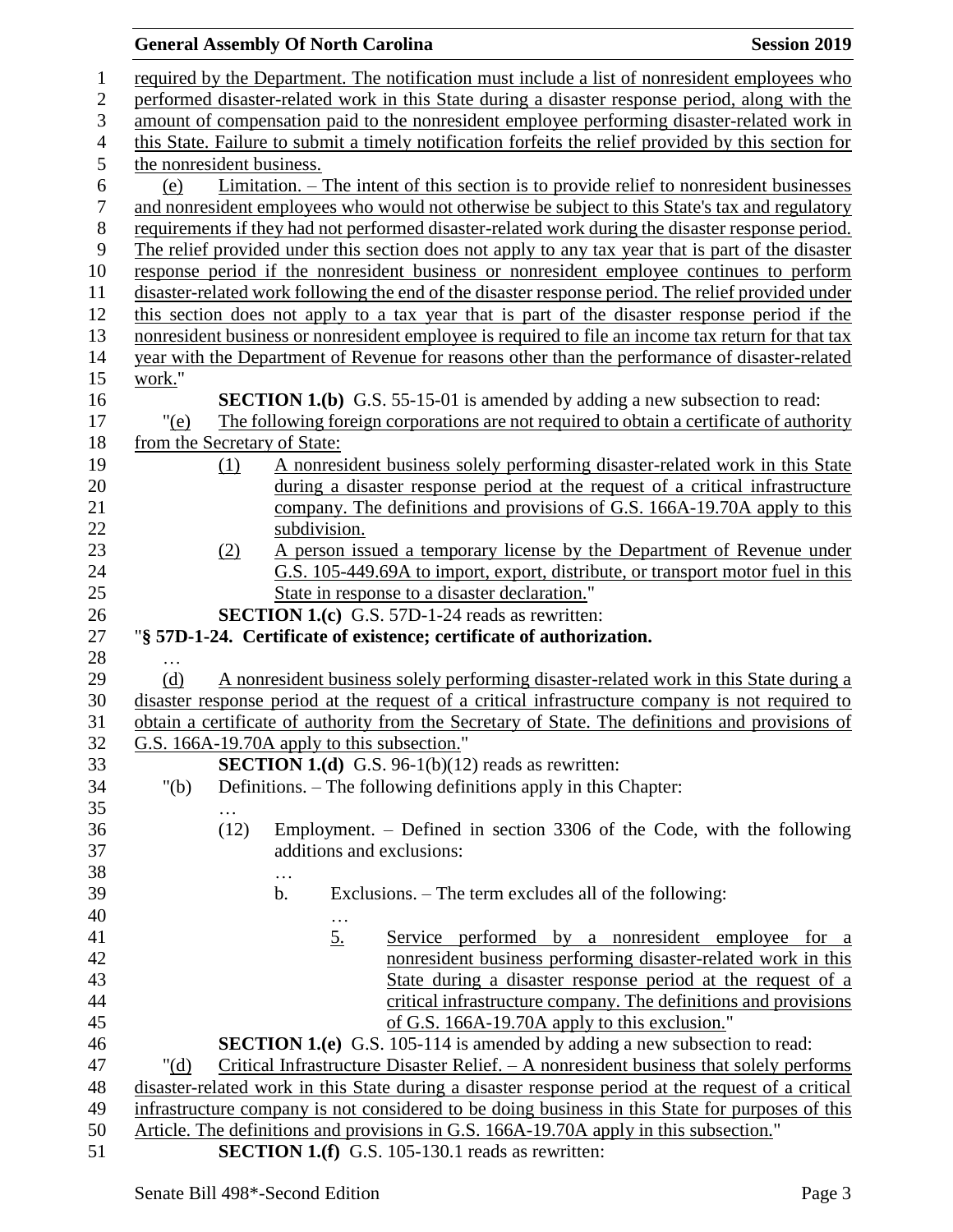required by the Department. The notification must include a list of nonresident employees who performed disaster-related work in this State during a disaster response period, along with the amount of compensation paid to the nonresident employee performing disaster-related work in this State. Failure to submit a timely notification forfeits the relief provided by this section for the nonresident business.

(e) Limitation. – The intent of this section is to provide relief to nonresident businesses and nonresident employees who would not otherwise be subject to this State's tax and regulatory requirements if they had not performed disaster-related work during the disaster response period. The relief provided under this section does not apply to any tax year that is part of the disaster response period if the nonresident business or nonresident employee continues to perform disaster-related work following the end of the disaster response period. The relief provided under this section does not apply to a tax year that is part of the disaster response period if the nonresident business or nonresident employee is required to file an income tax return for that tax year with the Department of Revenue for reasons other than the performance of disaster-related work."

**SECTION 1.(b)** G.S. 55-15-01 is amended by adding a new subsection to read:

"(e) The following foreign corporations are not required to obtain a certificate of authority from the Secretary of State:

(1) A nonresident business solely performing disaster-related work in this State during a disaster response period at the request of a critical infrastructure company. The definitions and provisions of G.S. 166A-19.70A apply to this subdivision.

(2) A person issued a temporary license by the Department of Revenue under G.S. 105-449.69A to import, export, distribute, or transport motor fuel in this State in response to a disaster declaration."

**SECTION 1.(c)** G.S. 57D-1-24 reads as rewritten:

"**§ 57D-1-24. Certificate of existence; certificate of authorization.**

…

(d) A nonresident business solely performing disaster-related work in this State during a disaster response period at the request of a critical infrastructure company is not required to obtain a certificate of authority from the Secretary of State. The definitions and provisions of G.S. 166A-19.70A apply to this subsection."

**SECTION 1.(d)** G.S. 96-1(b)(12) reads as rewritten:

"(b) Definitions. – The following definitions apply in this Chapter:

…

(12) Employment. – Defined in section 3306 of the Code, with the following additions and exclusions:

…

b. Exclusions. – The term excludes all of the following:

…

5. Service performed by a nonresident employee for a nonresident business performing disaster-related work in this State during a disaster response period at the request of a critical infrastructure company. The definitions and provisions of G.S. 166A-19.70A apply to this exclusion."

**SECTION 1.(e)** G.S. 105-114 is amended by adding a new subsection to read:

"(d) Critical Infrastructure Disaster Relief. – A nonresident business that solely performs disaster-related work in this State during a disaster response period at the request of a critical infrastructure company is not considered to be doing business in this State for purposes of this Article. The definitions and provisions in G.S. 166A-19.70A apply in this subsection."

**SECTION 1.(f)** G.S. 105-130.1 reads as rewritten: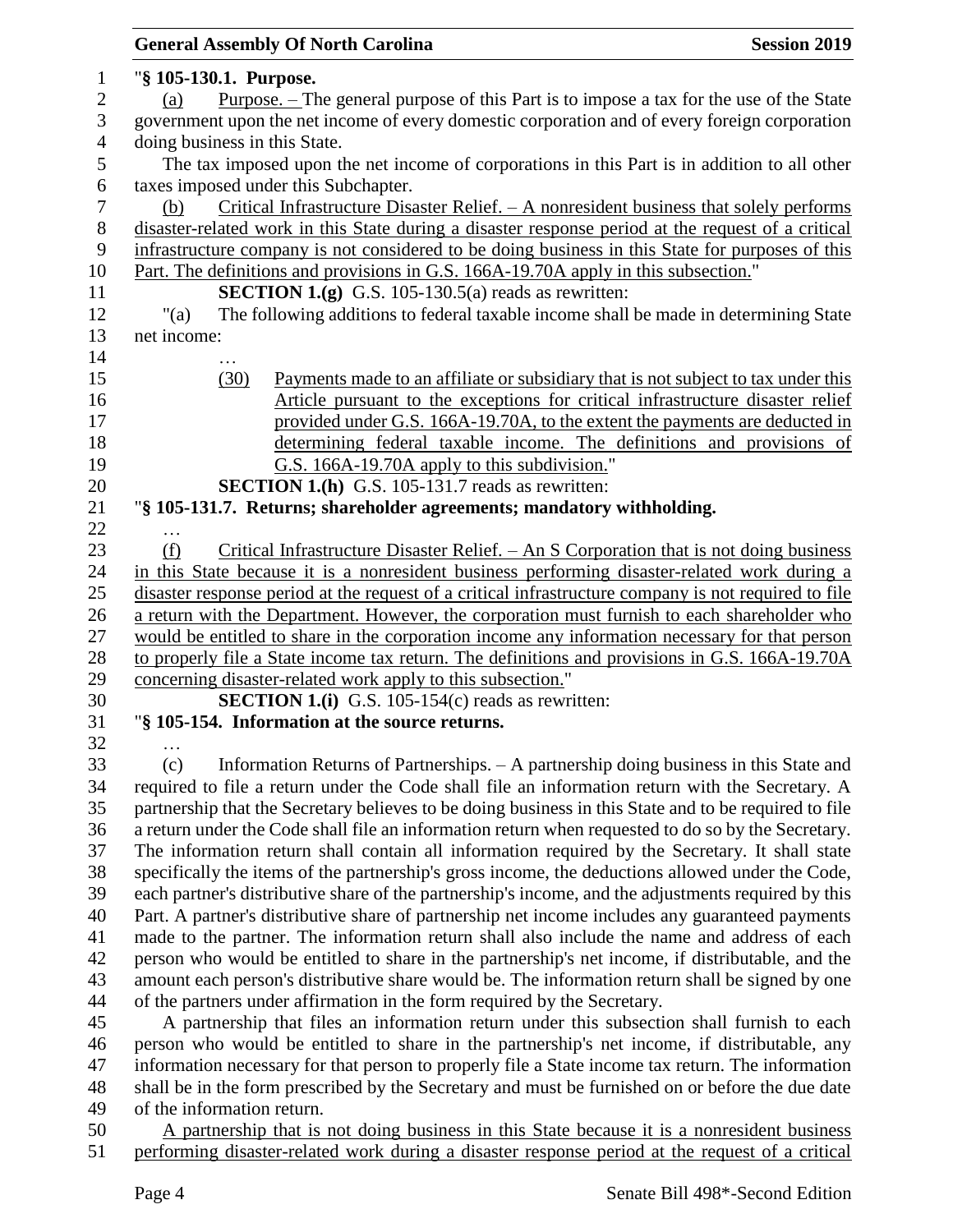"**§ 105-130.1. Purpose.**

(a) Purpose. – The general purpose of this Part is to impose a tax for the use of the State government upon the net income of every domestic corporation and of every foreign corporation doing business in this State.

The tax imposed upon the net income of corporations in this Part is in addition to all other taxes imposed under this Subchapter.

(b) Critical Infrastructure Disaster Relief. – A nonresident business that solely performs disaster-related work in this State during a disaster response period at the request of a critical infrastructure company is not considered to be doing business in this State for purposes of this Part. The definitions and provisions in G.S. 166A-19.70A apply in this subsection."

**SECTION 1.(g)** G.S. 105-130.5(a) reads as rewritten:

"(a) The following additions to federal taxable income shall be made in determining State net income:

…

(30) Payments made to an affiliate or subsidiary that is not subject to tax under this Article pursuant to the exceptions for critical infrastructure disaster relief provided under G.S. 166A-19.70A, to the extent the payments are deducted in determining federal taxable income. The definitions and provisions of G.S. 166A-19.70A apply to this subdivision."

**SECTION 1.(h)** G.S. 105-131.7 reads as rewritten:

"**§ 105-131.7. Returns; shareholder agreements; mandatory withholding.**

…

(f) Critical Infrastructure Disaster Relief. – An S Corporation that is not doing business in this State because it is a nonresident business performing disaster-related work during a disaster response period at the request of a critical infrastructure company is not required to file a return with the Department. However, the corporation must furnish to each shareholder who would be entitled to share in the corporation income any information necessary for that person to properly file a State income tax return. The definitions and provisions in G.S. 166A-19.70A concerning disaster-related work apply to this subsection."

**SECTION 1.(i)** G.S. 105-154(c) reads as rewritten:

"**§ 105-154. Information at the source returns.**

…

(c) Information Returns of Partnerships. – A partnership doing business in this State and required to file a return under the Code shall file an information return with the Secretary. A partnership that the Secretary believes to be doing business in this State and to be required to file a return under the Code shall file an information return when requested to do so by the Secretary. The information return shall contain all information required by the Secretary. It shall state specifically the items of the partnership's gross income, the deductions allowed under the Code, each partner's distributive share of the partnership's income, and the adjustments required by this Part. A partner's distributive share of partnership net income includes any guaranteed payments made to the partner. The information return shall also include the name and address of each person who would be entitled to share in the partnership's net income, if distributable, and the amount each person's distributive share would be. The information return shall be signed by one of the partners under affirmation in the form required by the Secretary.

A partnership that files an information return under this subsection shall furnish to each person who would be entitled to share in the partnership's net income, if distributable, any information necessary for that person to properly file a State income tax return. The information shall be in the form prescribed by the Secretary and must be furnished on or before the due date of the information return.

A partnership that is not doing business in this State because it is a nonresident business performing disaster-related work during a disaster response period at the request of a critical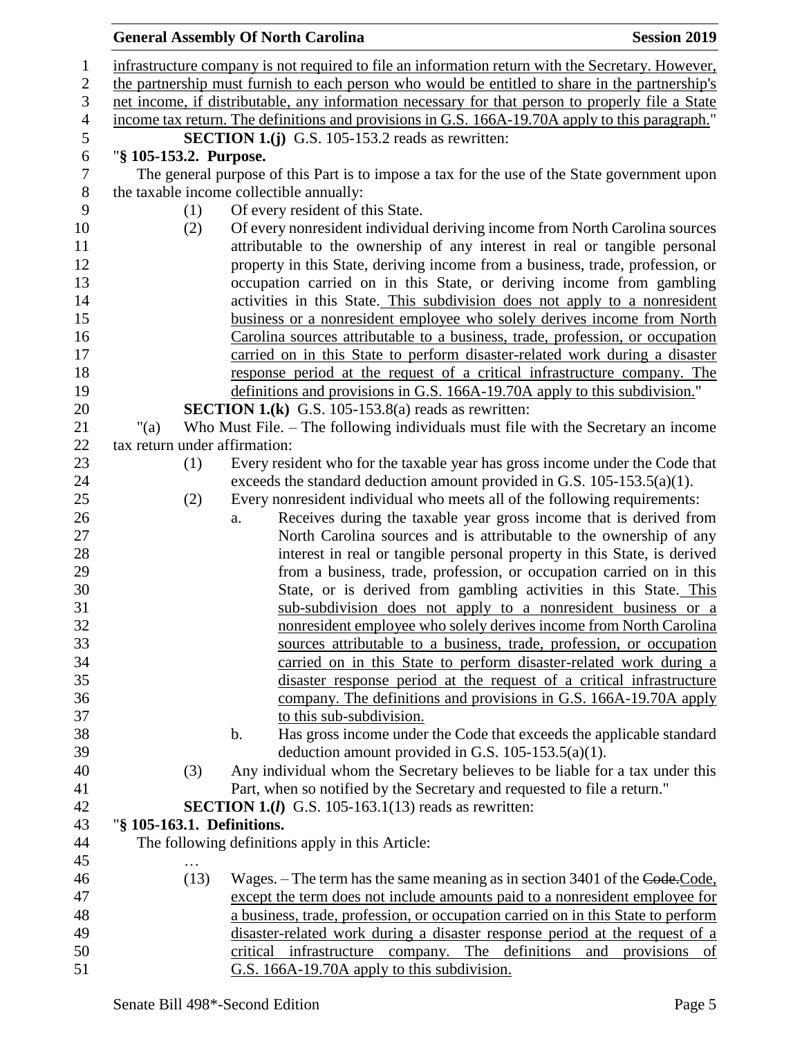infrastructure company is not required to file an information return with the Secretary. However, the partnership must furnish to each person who would be entitled to share in the partnership's net income, if distributable, any information necessary for that person to properly file a State income tax return. The definitions and provisions in G.S. 166A-19.70A apply to this paragraph."

**SECTION 1.(j)** G.S. 105-153.2 reads as rewritten:

"**§ 105-153.2. Purpose.**

The general purpose of this Part is to impose a tax for the use of the State government upon the taxable income collectible annually:

(1) Of every resident of this State.

(2) Of every nonresident individual deriving income from North Carolina sources attributable to the ownership of any interest in real or tangible personal property in this State, deriving income from a business, trade, profession, or occupation carried on in this State, or deriving income from gambling activities in this State. This subdivision does not apply to a nonresident business or a nonresident employee who solely derives income from North Carolina sources attributable to a business, trade, profession, or occupation carried on in this State to perform disaster-related work during a disaster response period at the request of a critical infrastructure company. The definitions and provisions in G.S. 166A-19.70A apply to this subdivision."

**SECTION 1.(k)** G.S. 105-153.8(a) reads as rewritten:

"(a) Who Must File. – The following individuals must file with the Secretary an income tax return under affirmation:

(1) Every resident who for the taxable year has gross income under the Code that exceeds the standard deduction amount provided in G.S. 105-153.5(a)(1).

(2) Every nonresident individual who meets all of the following requirements:

a. Receives during the taxable year gross income that is derived from North Carolina sources and is attributable to the ownership of any interest in real or tangible personal property in this State, is derived from a business, trade, profession, or occupation carried on in this State, or is derived from gambling activities in this State. This sub-subdivision does not apply to a nonresident business or a nonresident employee who solely derives income from North Carolina sources attributable to a business, trade, profession, or occupation carried on in this State to perform disaster-related work during a disaster response period at the request of a critical infrastructure company. The definitions and provisions in G.S. 166A-19.70A apply to this sub-subdivision.

b. Has gross income under the Code that exceeds the applicable standard deduction amount provided in G.S. 105-153.5(a)(1).

(3) Any individual whom the Secretary believes to be liable for a tax under this Part, when so notified by the Secretary and requested to file a return."

**SECTION 1.(*l*)** G.S. 105-163.1(13) reads as rewritten:

"**§ 105-163.1. Definitions.**

The following definitions apply in this Article:

…

(13) Wages. – The term has the same meaning as in section 3401 of the ~~Code.~~Code, except the term does not include amounts paid to a nonresident employee for a business, trade, profession, or occupation carried on in this State to perform disaster-related work during a disaster response period at the request of a critical infrastructure company. The definitions and provisions of G.S. 166A-19.70A apply to this subdivision.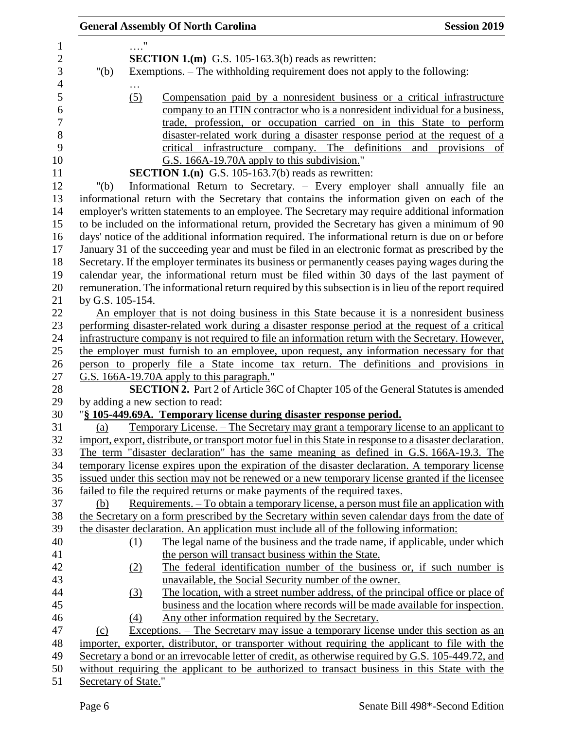…."

**SECTION 1.(m)** G.S. 105-163.3(b) reads as rewritten:

"(b) Exemptions. – The withholding requirement does not apply to the following:

…

(5) Compensation paid by a nonresident business or a critical infrastructure company to an ITIN contractor who is a nonresident individual for a business, trade, profession, or occupation carried on in this State to perform disaster-related work during a disaster response period at the request of a critical infrastructure company. The definitions and provisions of G.S. 166A-19.70A apply to this subdivision."

**SECTION 1.(n)** G.S. 105-163.7(b) reads as rewritten:

"(b) Informational Return to Secretary. – Every employer shall annually file an informational return with the Secretary that contains the information given on each of the employer's written statements to an employee. The Secretary may require additional information to be included on the informational return, provided the Secretary has given a minimum of 90 days' notice of the additional information required. The informational return is due on or before January 31 of the succeeding year and must be filed in an electronic format as prescribed by the Secretary. If the employer terminates its business or permanently ceases paying wages during the calendar year, the informational return must be filed within 30 days of the last payment of remuneration. The informational return required by this subsection is in lieu of the report required by G.S. 105-154.

An employer that is not doing business in this State because it is a nonresident business performing disaster-related work during a disaster response period at the request of a critical infrastructure company is not required to file an information return with the Secretary. However, the employer must furnish to an employee, upon request, any information necessary for that person to properly file a State income tax return. The definitions and provisions in G.S. 166A-19.70A apply to this paragraph."

**SECTION 2.** Part 2 of Article 36C of Chapter 105 of the General Statutes is amended by adding a new section to read:

"**§ 105-449.69A. Temporary license during disaster response period.**

(a) Temporary License. – The Secretary may grant a temporary license to an applicant to import, export, distribute, or transport motor fuel in this State in response to a disaster declaration. The term "disaster declaration" has the same meaning as defined in G.S. 166A-19.3. The temporary license expires upon the expiration of the disaster declaration. A temporary license issued under this section may not be renewed or a new temporary license granted if the licensee failed to file the required returns or make payments of the required taxes.

(b) Requirements. – To obtain a temporary license, a person must file an application with the Secretary on a form prescribed by the Secretary within seven calendar days from the date of the disaster declaration. An application must include all of the following information:

(1) The legal name of the business and the trade name, if applicable, under which the person will transact business within the State.

(2) The federal identification number of the business or, if such number is unavailable, the Social Security number of the owner.

(3) The location, with a street number address, of the principal office or place of business and the location where records will be made available for inspection.

(4) Any other information required by the Secretary.

(c) Exceptions. – The Secretary may issue a temporary license under this section as an importer, exporter, distributor, or transporter without requiring the applicant to file with the Secretary a bond or an irrevocable letter of credit, as otherwise required by G.S. 105-449.72, and without requiring the applicant to be authorized to transact business in this State with the Secretary of State."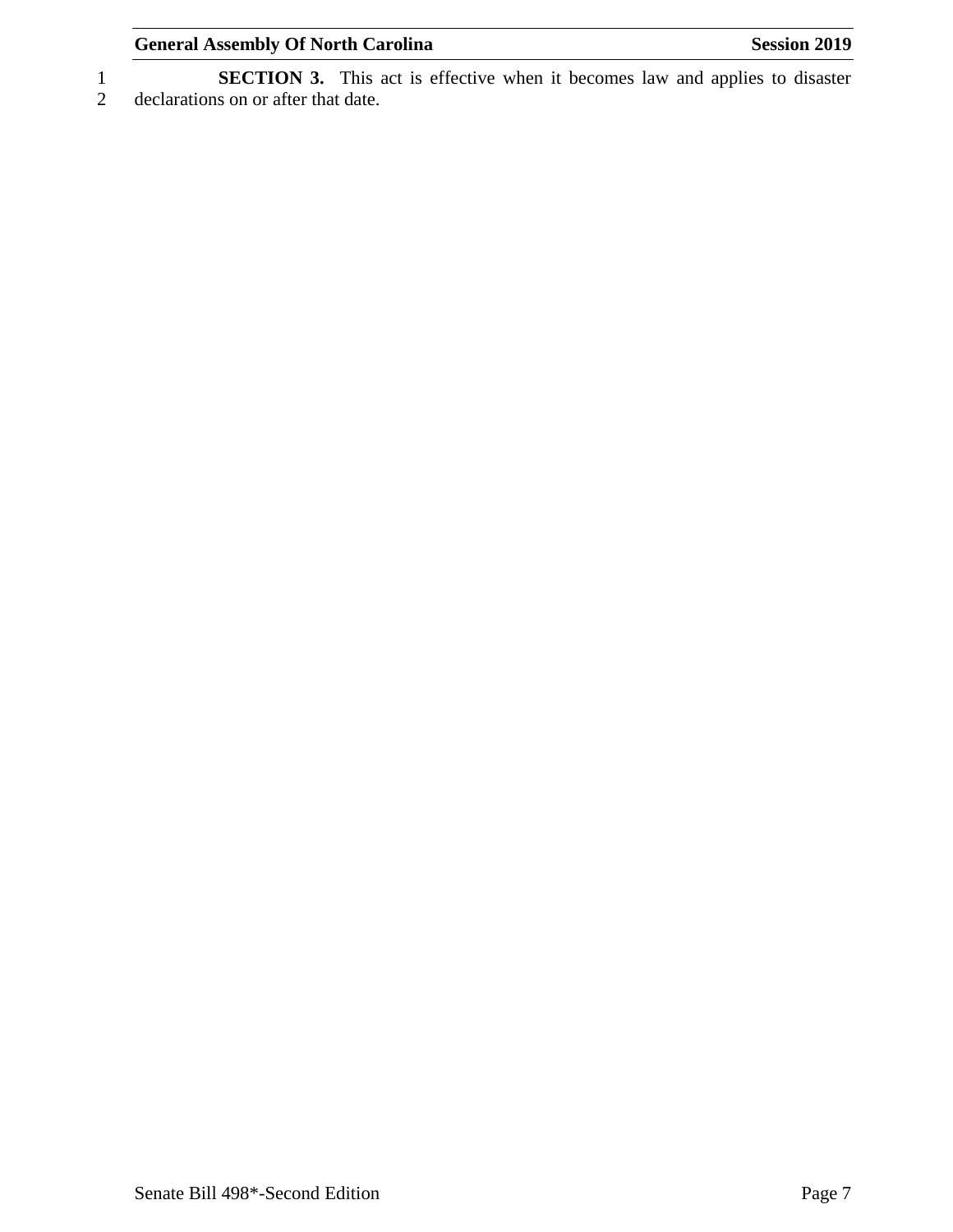**SECTION 3.** This act is effective when it becomes law and applies to disaster declarations on or after that date.